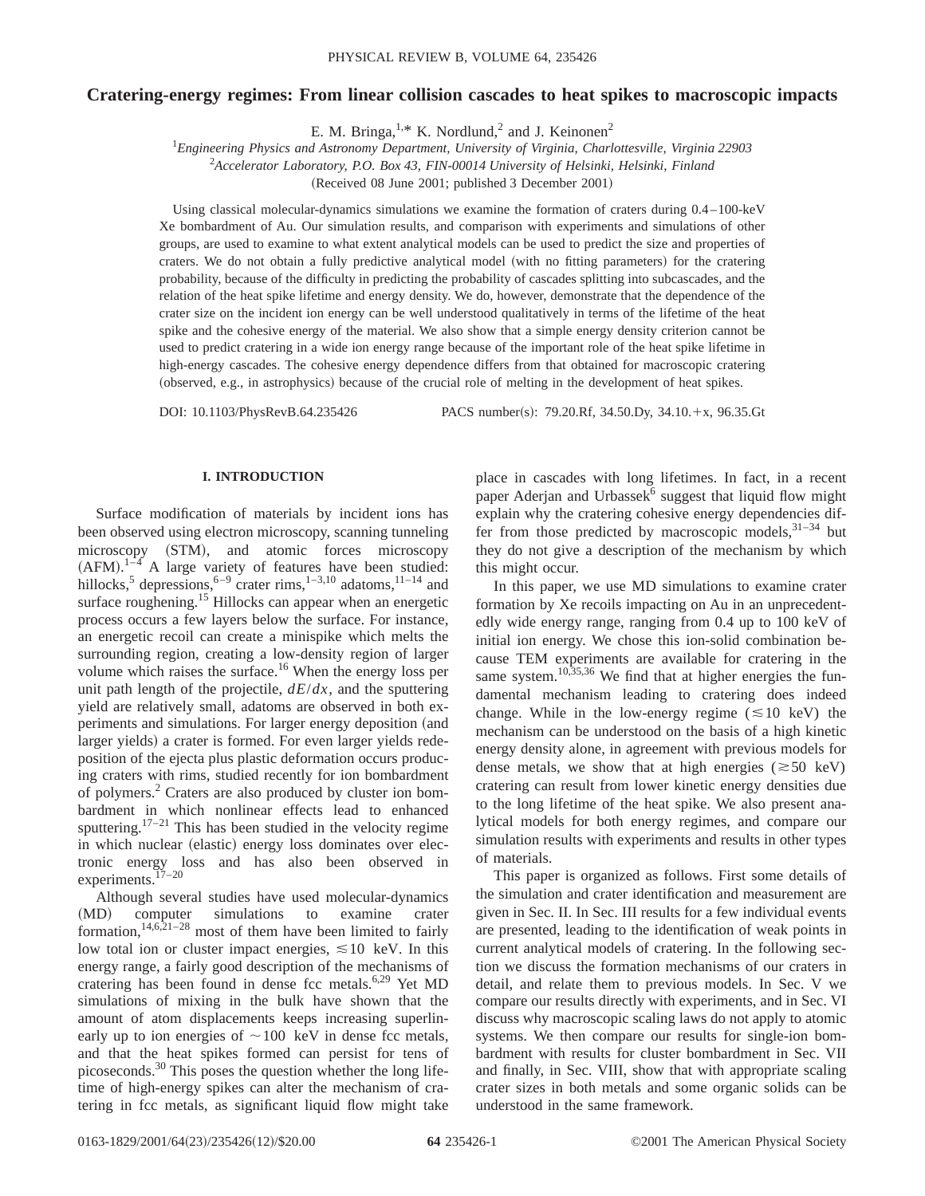# Cratering-energy regimes: From linear collision cascades to heat spikes to macroscopic impacts

E. M. Bringa,[1,*] K. Nordlund,[2] and J. Keinonen[2]

[1]*Engineering Physics and Astronomy Department, University of Virginia, Charlottesville, Virginia 22903*
[2]*Accelerator Laboratory, P.O. Box 43, FIN-00014 University of Helsinki, Helsinki, Finland*

(Received 08 June 2001; published 3 December 2001)

Using classical molecular-dynamics simulations we examine the formation of craters during 0.4–100-keV Xe bombardment of Au. Our simulation results, and comparison with experiments and simulations of other groups, are used to examine to what extent analytical models can be used to predict the size and properties of craters. We do not obtain a fully predictive analytical model (with no fitting parameters) for the cratering probability, because of the difficulty in predicting the probability of cascades splitting into subcascades, and the relation of the heat spike lifetime and energy density. We do, however, demonstrate that the dependence of the crater size on the incident ion energy can be well understood qualitatively in terms of the lifetime of the heat spike and the cohesive energy of the material. We also show that a simple energy density criterion cannot be used to predict cratering in a wide ion energy range because of the important role of the heat spike lifetime in high-energy cascades. The cohesive energy dependence differs from that obtained for macroscopic cratering (observed, e.g., in astrophysics) because of the crucial role of melting in the development of heat spikes.

DOI: 10.1103/PhysRevB.64.235426 PACS number(s): 79.20.Rf, 34.50.Dy, 34.10.+x, 96.35.Gt

## I. INTRODUCTION

Surface modification of materials by incident ions has been observed using electron microscopy, scanning tunneling microscopy (STM), and atomic forces microscopy (AFM).[1–4] A large variety of features have been studied: hillocks,[5] depressions,[6–9] crater rims,[1–3,10] adatoms,[11–14] and surface roughening.[15] Hillocks can appear when an energetic process occurs a few layers below the surface. For instance, an energetic recoil can create a minispike which melts the surrounding region, creating a low-density region of larger volume which raises the surface.[16] When the energy loss per unit path length of the projectile, $dE/dx$, and the sputtering yield are relatively small, adatoms are observed in both experiments and simulations. For larger energy deposition (and larger yields) a crater is formed. For even larger yields redeposition of the ejecta plus plastic deformation occurs producing craters with rims, studied recently for ion bombardment of polymers.[2] Craters are also produced by cluster ion bombardment in which nonlinear effects lead to enhanced sputtering.[17–21] This has been studied in the velocity regime in which nuclear (elastic) energy loss dominates over electronic energy loss and has also been observed in experiments.[17–20]

Although several studies have used molecular-dynamics (MD) computer simulations to examine crater formation,[14,6,21–28] most of them have been limited to fairly low total ion or cluster impact energies, $\lesssim 10$ keV. In this energy range, a fairly good description of the mechanisms of cratering has been found in dense fcc metals.[6,29] Yet MD simulations of mixing in the bulk have shown that the amount of atom displacements keeps increasing superlinearly up to ion energies of $\sim 100$ keV in dense fcc metals, and that the heat spikes formed can persist for tens of picoseconds.[30] This poses the question whether the long lifetime of high-energy spikes can alter the mechanism of cratering in fcc metals, as significant liquid flow might take place in cascades with long lifetimes. In fact, in a recent paper Aderjan and Urbassek[6] suggest that liquid flow might explain why the cratering cohesive energy dependencies differ from those predicted by macroscopic models,[31–34] but they do not give a description of the mechanism by which this might occur.

In this paper, we use MD simulations to examine crater formation by Xe recoils impacting on Au in an unprecedentedly wide energy range, ranging from 0.4 up to 100 keV of initial ion energy. We chose this ion-solid combination because TEM experiments are available for cratering in the same system.[10,35,36] We find that at higher energies the fundamental mechanism leading to cratering does indeed change. While in the low-energy regime ($\lesssim 10$ keV) the mechanism can be understood on the basis of a high kinetic energy density alone, in agreement with previous models for dense metals, we show that at high energies ($\gtrsim 50$ keV) cratering can result from lower kinetic energy densities due to the long lifetime of the heat spike. We also present analytical models for both energy regimes, and compare our simulation results with experiments and results in other types of materials.

This paper is organized as follows. First some details of the simulation and crater identification and measurement are given in Sec. II. In Sec. III results for a few individual events are presented, leading to the identification of weak points in current analytical models of cratering. In the following section we discuss the formation mechanisms of our craters in detail, and relate them to previous models. In Sec. V we compare our results directly with experiments, and in Sec. VI discuss why macroscopic scaling laws do not apply to atomic systems. We then compare our results for single-ion bombardment with results for cluster bombardment in Sec. VII and finally, in Sec. VIII, show that with appropriate scaling crater sizes in both metals and some organic solids can be understood in the same framework.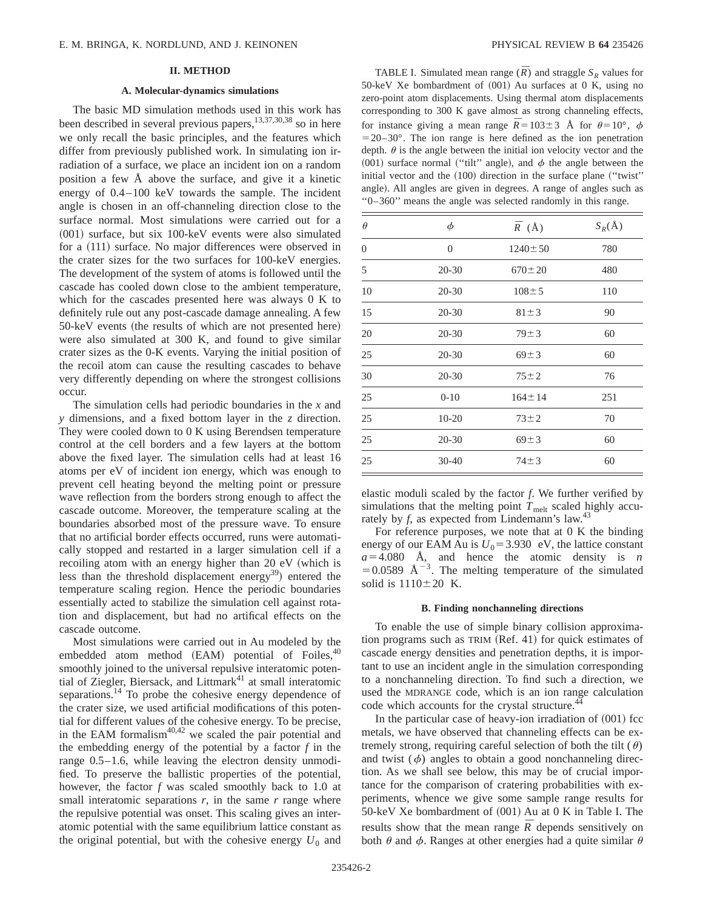## II. METHOD

### A. Molecular-dynamics simulations

The basic MD simulation methods used in this work has been described in several previous papers,[13,37,30,38] so in here we only recall the basic principles, and the features which differ from previously published work. In simulating ion irradiation of a surface, we place an incident ion on a random position a few Å above the surface, and give it a kinetic energy of 0.4–100 keV towards the sample. The incident angle is chosen in an off-channeling direction close to the surface normal. Most simulations were carried out for a (001) surface, but six 100-keV events were also simulated for a (111) surface. No major differences were observed in the crater sizes for the two surfaces for 100-keV energies. The development of the system of atoms is followed until the cascade has cooled down close to the ambient temperature, which for the cascades presented here was always 0 K to definitely rule out any post-cascade damage annealing. A few 50-keV events (the results of which are not presented here) were also simulated at 300 K, and found to give similar crater sizes as the 0-K events. Varying the initial position of the recoil atom can cause the resulting cascades to behave very differently depending on where the strongest collisions occur.

The simulation cells had periodic boundaries in the $x$ and $y$ dimensions, and a fixed bottom layer in the $z$ direction. They were cooled down to 0 K using Berendsen temperature control at the cell borders and a few layers at the bottom above the fixed layer. The simulation cells had at least 16 atoms per eV of incident ion energy, which was enough to prevent cell heating beyond the melting point or pressure wave reflection from the borders strong enough to affect the cascade outcome. Moreover, the temperature scaling at the boundaries absorbed most of the pressure wave. To ensure that no artificial border effects occurred, runs were automatically stopped and restarted in a larger simulation cell if a recoiling atom with an energy higher than 20 eV (which is less than the threshold displacement energy[39]) entered the temperature scaling region. Hence the periodic boundaries essentially acted to stabilize the simulation cell against rotation and displacement, but had no artifical effects on the cascade outcome.

Most simulations were carried out in Au modeled by the embedded atom method (EAM) potential of Foiles,[40] smoothly joined to the universal repulsive interatomic potential of Ziegler, Biersack, and Littmark[41] at small interatomic separations.[14] To probe the cohesive energy dependence of the crater size, we used artificial modifications of this potential for different values of the cohesive energy. To be precise, in the EAM formalism[40,42] we scaled the pair potential and the embedding energy of the potential by a factor $f$ in the range 0.5–1.6, while leaving the electron density unmodified. To preserve the ballistic properties of the potential, however, the factor $f$ was scaled smoothly back to 1.0 at small interatomic separations $r$, in the same $r$ range where the repulsive potential was onset. This scaling gives an interatomic potential with the same equilibrium lattice constant as the original potential, but with the cohesive energy $U_0$ and elastic moduli scaled by the factor $f$. We further verified by simulations that the melting point $T_{\mathrm{melt}}$ scaled highly accurately by $f$, as expected from Lindemann's law.[43]

For reference purposes, we note that at 0 K the binding energy of our EAM Au is $U_0 = 3.930$ eV, the lattice constant $a = 4.080$ Å, and hence the atomic density is $n = 0.0589$ Å$^{-3}$. The melting temperature of the simulated solid is $1110 \pm 20$ K.

TABLE I. Simulated mean range ($\overline{R}$) and straggle $S_R$ values for 50-keV Xe bombardment of (001) Au surfaces at 0 K, using no zero-point atom displacements. Using thermal atom displacements corresponding to 300 K gave almost as strong channeling effects, for instance giving a mean range $\overline{R} = 103 \pm 3$ Å for $\theta = 10°$, $\phi = 20–30°$. The ion range is here defined as the ion penetration depth. $\theta$ is the angle between the initial ion velocity vector and the (001) surface normal ("tilt" angle), and $\phi$ the angle between the initial vector and the (100) direction in the surface plane ("twist" angle). All angles are given in degrees. A range of angles such as "0–360" means the angle was selected randomly in this range.

| $\theta$ | $\phi$ | $\overline{R}$ (Å) | $S_R$(Å) |
|---|---|---|---|
| 0 | 0 | $1240 \pm 50$ | 780 |
| 5 | 20-30 | $670 \pm 20$ | 480 |
| 10 | 20-30 | $108 \pm 5$ | 110 |
| 15 | 20-30 | $81 \pm 3$ | 90 |
| 20 | 20-30 | $79 \pm 3$ | 60 |
| 25 | 20-30 | $69 \pm 3$ | 60 |
| 30 | 20-30 | $75 \pm 2$ | 76 |
| 25 | 0-10 | $164 \pm 14$ | 251 |
| 25 | 10-20 | $73 \pm 2$ | 70 |
| 25 | 20-30 | $69 \pm 3$ | 60 |
| 25 | 30-40 | $74 \pm 3$ | 60 |

### B. Finding nonchanneling directions

To enable the use of simple binary collision approximation programs such as TRIM (Ref. 41) for quick estimates of cascade energy densities and penetration depths, it is important to use an incident angle in the simulation corresponding to a nonchanneling direction. To find such a direction, we used the MDRANGE code, which is an ion range calculation code which accounts for the crystal structure.[44]

In the particular case of heavy-ion irradiation of (001) fcc metals, we have observed that channeling effects can be extremely strong, requiring careful selection of both the tilt ($\theta$) and twist ($\phi$) angles to obtain a good nonchanneling direction. As we shall see below, this may be of crucial importance for the comparison of cratering probabilities with experiments, whence we give some sample range results for 50-keV Xe bombardment of (001) Au at 0 K in Table I. The results show that the mean range $\overline{R}$ depends sensitively on both $\theta$ and $\phi$. Ranges at other energies had a quite similar $\theta$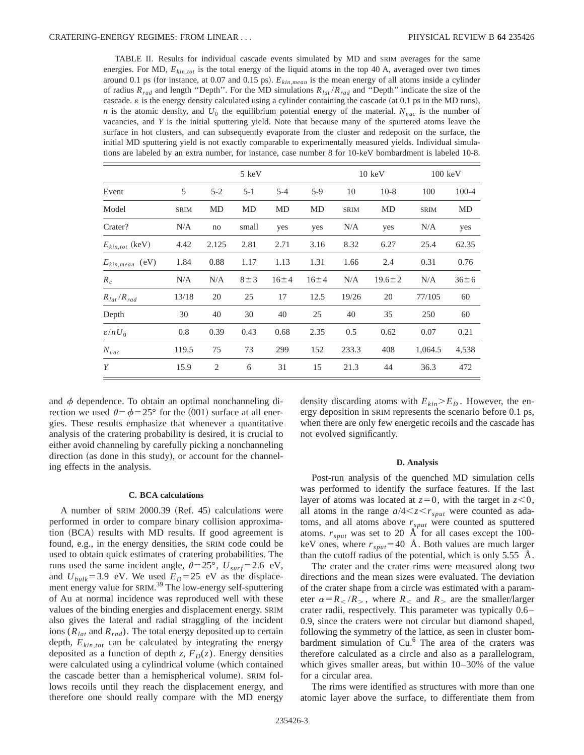TABLE II. Results for individual cascade events simulated by MD and SRIM averages for the same energies. For MD, $E_{kin,tot}$ is the total energy of the liquid atoms in the top 40 A, averaged over two times around 0.1 ps (for instance, at 0.07 and 0.15 ps). $E_{kin,mean}$ is the mean energy of all atoms inside a cylinder of radius $R_{rad}$ and length "Depth". For the MD simulations $R_{lat}/R_{rad}$ and "Depth" indicate the size of the cascade. $\varepsilon$ is the energy density calculated using a cylinder containing the cascade (at 0.1 ps in the MD runs), $n$ is the atomic density, and $U_0$ the equilibrium potential energy of the material. $N_{vac}$ is the number of vacancies, and $Y$ is the initial sputtering yield. Note that because many of the sputtered atoms leave the surface in hot clusters, and can subsequently evaporate from the cluster and redeposit on the surface, the initial MD sputtering yield is not exactly comparable to experimentally measured yields. Individual simulations are labeled by an extra number, for instance, case number 8 for 10-keV bombardment is labeled 10-8.

| | 5 keV | | | | | 10 keV | | 100 keV | |
|---|---|---|---|---|---|---|---|---|---|
| Event | 5 | 5-2 | 5-1 | 5-4 | 5-9 | 10 | 10-8 | 100 | 100-4 |
| Model | SRIM | MD | MD | MD | MD | SRIM | MD | SRIM | MD |
| Crater? | N/A | no | small | yes | yes | N/A | yes | N/A | yes |
| $E_{kin,tot}$ (keV) | 4.42 | 2.125 | 2.81 | 2.71 | 3.16 | 8.32 | 6.27 | 25.4 | 62.35 |
| $E_{kin,mean}$ (eV) | 1.84 | 0.88 | 1.17 | 1.13 | 1.31 | 1.66 | 2.4 | 0.31 | 0.76 |
| $R_c$ | N/A | N/A | $8\pm3$ | $16\pm4$ | $16\pm4$ | N/A | $19.6\pm2$ | N/A | $36\pm6$ |
| $R_{lat}/R_{rad}$ | 13/18 | 20 | 25 | 17 | 12.5 | 19/26 | 20 | 77/105 | 60 |
| Depth | 30 | 40 | 30 | 40 | 25 | 40 | 35 | 250 | 60 |
| $\varepsilon/nU_0$ | 0.8 | 0.39 | 0.43 | 0.68 | 2.35 | 0.5 | 0.62 | 0.07 | 0.21 |
| $N_{vac}$ | 119.5 | 75 | 73 | 299 | 152 | 233.3 | 408 | 1,064.5 | 4,538 |
| $Y$ | 15.9 | 2 | 6 | 31 | 15 | 21.3 | 44 | 36.3 | 472 |

and $\phi$ dependence. To obtain an optimal nonchanneling direction we used $\theta=\phi=25°$ for the (001) surface at all energies. These results emphasize that whenever a quantitative analysis of the cratering probability is desired, it is crucial to either avoid channeling by carefully picking a nonchanneling direction (as done in this study), or account for the channeling effects in the analysis.

### C. BCA calculations

A number of SRIM 2000.39 (Ref. 45) calculations were performed in order to compare binary collision approximation (BCA) results with MD results. If good agreement is found, e.g., in the energy densities, the SRIM code could be used to obtain quick estimates of cratering probabilities. The runs used the same incident angle, $\theta=25°$, $U_{surf}=2.6$ eV, and $U_{bulk}=3.9$ eV. We used $E_D=25$ eV as the displacement energy value for SRIM.[39] The low-energy self-sputtering of Au at normal incidence was reproduced well with these values of the binding energies and displacement energy. SRIM also gives the lateral and radial straggling of the incident ions ($R_{lat}$ and $R_{rad}$). The total energy deposited up to certain depth, $E_{kin,tot}$ can be calculated by integrating the energy deposited as a function of depth $z$, $F_D(z)$. Energy densities were calculated using a cylindrical volume (which contained the cascade better than a hemispherical volume). SRIM follows recoils until they reach the displacement energy, and therefore one should really compare with the MD energy density discarding atoms with $E_{kin}>E_D$. However, the energy deposition in SRIM represents the scenario before 0.1 ps, when there are only few energetic recoils and the cascade has not evolved significantly.

### D. Analysis

Post-run analysis of the quenched MD simulation cells was performed to identify the surface features. If the last layer of atoms was located at $z=0$, with the target in $z<0$, all atoms in the range $a/4<z<r_{sput}$ were counted as adatoms, and all atoms above $r_{sput}$ were counted as sputtered atoms. $r_{sput}$ was set to 20 Å for all cases except the 100-keV ones, where $r_{sput}=40$ Å. Both values are much larger than the cutoff radius of the potential, which is only 5.55 Å.

The crater and the crater rims were measured along two directions and the mean sizes were evaluated. The deviation of the crater shape from a circle was estimated with a parameter $\alpha=R_</R_>$, where $R_<$ and $R_>$ are the smaller/larger crater radii, respectively. This parameter was typically 0.6–0.9, since the craters were not circular but diamond shaped, following the symmetry of the lattice, as seen in cluster bombardment simulation of Cu.[6] The area of the craters was therefore calculated as a circle and also as a parallelogram, which gives smaller areas, but within 10–30% of the value for a circular area.

The rims were identified as structures with more than one atomic layer above the surface, to differentiate them from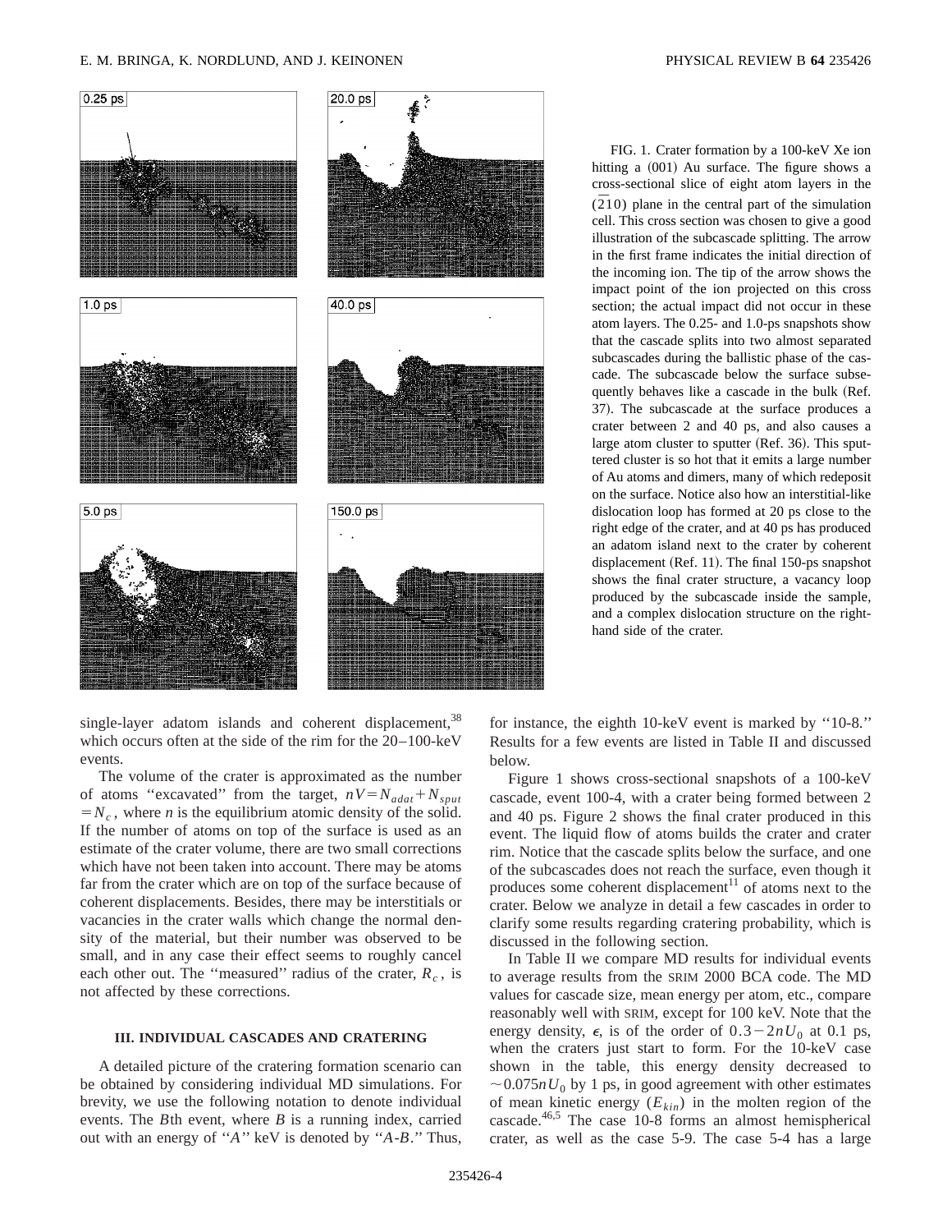FIG. 1. Crater formation by a 100-keV Xe ion hitting a (001) Au surface. The figure shows a cross-sectional slice of eight atom layers in the $(\bar{2}10)$ plane in the central part of the simulation cell. This cross section was chosen to give a good illustration of the subcascade splitting. The arrow in the first frame indicates the initial direction of the incoming ion. The tip of the arrow shows the impact point of the ion projected on this cross section; the actual impact did not occur in these atom layers. The 0.25- and 1.0-ps snapshots show that the cascade splits into two almost separated subcascades during the ballistic phase of the cascade. The subcascade below the surface subsequently behaves like a cascade in the bulk (Ref. 37). The subcascade at the surface produces a crater between 2 and 40 ps, and also causes a large atom cluster to sputter (Ref. 36). This sputtered cluster is so hot that it emits a large number of Au atoms and dimers, many of which redeposit on the surface. Notice also how an interstitial-like dislocation loop has formed at 20 ps close to the right edge of the crater, and at 40 ps has produced an adatom island next to the crater by coherent displacement (Ref. 11). The final 150-ps snapshot shows the final crater structure, a vacancy loop produced by the subcascade inside the sample, and a complex dislocation structure on the right-hand side of the crater.

single-layer adatom islands and coherent displacement,[38] which occurs often at the side of the rim for the 20–100-keV events.

The volume of the crater is approximated as the number of atoms "excavated" from the target, $nV = N_{adat} + N_{sput} = N_c$, where $n$ is the equilibrium atomic density of the solid. If the number of atoms on top of the surface is used as an estimate of the crater volume, there are two small corrections which have not been taken into account. There may be atoms far from the crater which are on top of the surface because of coherent displacements. Besides, there may be interstitials or vacancies in the crater walls which change the normal density of the material, but their number was observed to be small, and in any case their effect seems to roughly cancel each other out. The "measured" radius of the crater, $R_c$, is not affected by these corrections.

### III. INDIVIDUAL CASCADES AND CRATERING

A detailed picture of the cratering formation scenario can be obtained by considering individual MD simulations. For brevity, we use the following notation to denote individual events. The $B$th event, where $B$ is a running index, carried out with an energy of "$A$" keV is denoted by "$A$-$B$." Thus, for instance, the eighth 10-keV event is marked by "10-8." Results for a few events are listed in Table II and discussed below.

Figure 1 shows cross-sectional snapshots of a 100-keV cascade, event 100-4, with a crater being formed between 2 and 40 ps. Figure 2 shows the final crater produced in this event. The liquid flow of atoms builds the crater and crater rim. Notice that the cascade splits below the surface, and one of the subcascades does not reach the surface, even though it produces some coherent displacement[11] of atoms next to the crater. Below we analyze in detail a few cascades in order to clarify some results regarding cratering probability, which is discussed in the following section.

In Table II we compare MD results for individual events to average results from the SRIM 2000 BCA code. The MD values for cascade size, mean energy per atom, etc., compare reasonably well with SRIM, except for 100 keV. Note that the energy density, $\epsilon$, is of the order of $0.3-2nU_0$ at 0.1 ps, when the craters just start to form. For the 10-keV case shown in the table, this energy density decreased to $\sim 0.075nU_0$ by 1 ps, in good agreement with other estimates of mean kinetic energy ($E_{kin}$) in the molten region of the cascade.[46,5] The case 10-8 forms an almost hemispherical crater, as well as the case 5-9. The case 5-4 has a large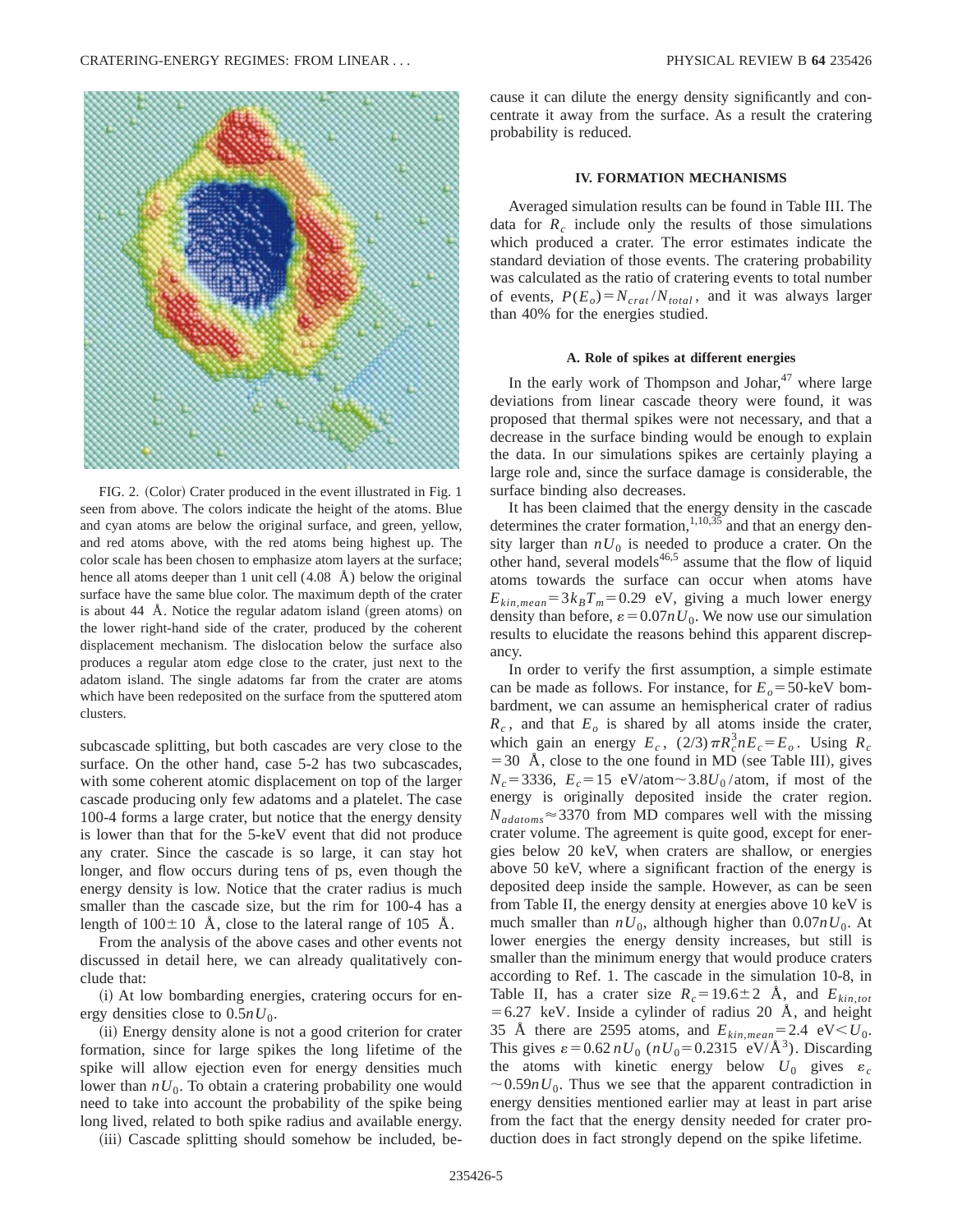FIG. 2. (Color) Crater produced in the event illustrated in Fig. 1 seen from above. The colors indicate the height of the atoms. Blue and cyan atoms are below the original surface, and green, yellow, and red atoms above, with the red atoms being highest up. The color scale has been chosen to emphasize atom layers at the surface; hence all atoms deeper than 1 unit cell (4.08 Å) below the original surface have the same blue color. The maximum depth of the crater is about 44 Å. Notice the regular adatom island (green atoms) on the lower right-hand side of the crater, produced by the coherent displacement mechanism. The dislocation below the surface also produces a regular atom edge close to the crater, just next to the adatom island. The single adatoms far from the crater are atoms which have been redeposited on the surface from the sputtered atom clusters.

subcascade splitting, but both cascades are very close to the surface. On the other hand, case 5-2 has two subcascades, with some coherent atomic displacement on top of the larger cascade producing only few adatoms and a platelet. The case 100-4 forms a large crater, but notice that the energy density is lower than that for the 5-keV event that did not produce any crater. Since the cascade is so large, it can stay hot longer, and flow occurs during tens of ps, even though the energy density is low. Notice that the crater radius is much smaller than the cascade size, but the rim for 100-4 has a length of $100\pm10$ Å, close to the lateral range of 105 Å.

From the analysis of the above cases and other events not discussed in detail here, we can already qualitatively conclude that:

(i) At low bombarding energies, cratering occurs for energy densities close to $0.5nU_0$.

(ii) Energy density alone is not a good criterion for crater formation, since for large spikes the long lifetime of the spike will allow ejection even for energy densities much lower than $nU_0$. To obtain a cratering probability one would need to take into account the probability of the spike being long lived, related to both spike radius and available energy.

(iii) Cascade splitting should somehow be included, because it can dilute the energy density significantly and concentrate it away from the surface. As a result the cratering probability is reduced.

## IV. FORMATION MECHANISMS

Averaged simulation results can be found in Table III. The data for $R_c$ include only the results of those simulations which produced a crater. The error estimates indicate the standard deviation of those events. The cratering probability was calculated as the ratio of cratering events to total number of events, $P(E_o)=N_{crat}/N_{total}$, and it was always larger than 40% for the energies studied.

### A. Role of spikes at different energies

In the early work of Thompson and Johar,[47] where large deviations from linear cascade theory were found, it was proposed that thermal spikes were not necessary, and that a decrease in the surface binding would be enough to explain the data. In our simulations spikes are certainly playing a large role and, since the surface damage is considerable, the surface binding also decreases.

It has been claimed that the energy density in the cascade determines the crater formation,[1,10,35] and that an energy density larger than $nU_0$ is needed to produce a crater. On the other hand, several models[46,5] assume that the flow of liquid atoms towards the surface can occur when atoms have $E_{kin,mean}=3k_BT_m=0.29$ eV, giving a much lower energy density than before, $\varepsilon=0.07nU_0$. We now use our simulation results to elucidate the reasons behind this apparent discrepancy.

In order to verify the first assumption, a simple estimate can be made as follows. For instance, for $E_o=50$-keV bombardment, we can assume an hemispherical crater of radius $R_c$, and that $E_o$ is shared by all atoms inside the crater, which gain an energy $E_c$, $(2/3)\pi R_c^3 nE_c=E_o$. Using $R_c=30$ Å, close to the one found in MD (see Table III), gives $N_c=3336$, $E_c=15$ eV/atom$\sim 3.8U_0$/atom, if most of the energy is originally deposited inside the crater region. $N_{adatoms}\approx 3370$ from MD compares well with the missing crater volume. The agreement is quite good, except for energies below 20 keV, when craters are shallow, or energies above 50 keV, where a significant fraction of the energy is deposited deep inside the sample. However, as can be seen from Table II, the energy density at energies above 10 keV is much smaller than $nU_0$, although higher than $0.07nU_0$. At lower energies the energy density increases, but still is smaller than the minimum energy that would produce craters according to Ref. 1. The cascade in the simulation 10-8, in Table II, has a crater size $R_c=19.6\pm2$ Å, and $E_{kin,tot}=6.27$ keV. Inside a cylinder of radius 20 Å, and height 35 Å there are 2595 atoms, and $E_{kin,mean}=2.4$ eV$<U_0$. This gives $\varepsilon=0.62\,nU_0$ ($nU_0=0.2315$ eV/Å$^3$). Discarding the atoms with kinetic energy below $U_0$ gives $\varepsilon_c\sim 0.59nU_0$. Thus we see that the apparent contradiction in energy densities mentioned earlier may at least in part arise from the fact that the energy density needed for crater production does in fact strongly depend on the spike lifetime.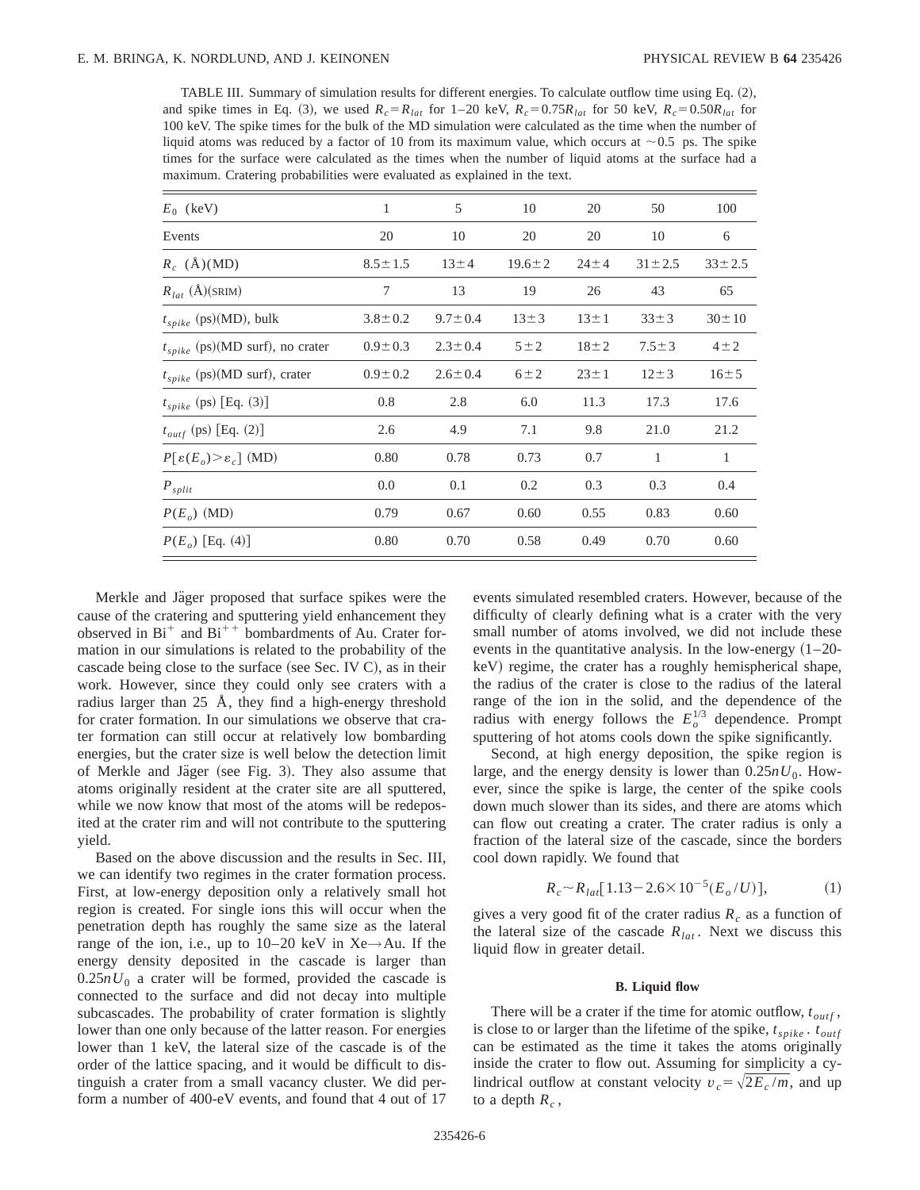TABLE III. Summary of simulation results for different energies. To calculate outflow time using Eq. (2), and spike times in Eq. (3), we used $R_c = R_{lat}$ for 1–20 keV, $R_c = 0.75 R_{lat}$ for 50 keV, $R_c = 0.50 R_{lat}$ for 100 keV. The spike times for the bulk of the MD simulation were calculated as the time when the number of liquid atoms was reduced by a factor of 10 from its maximum value, which occurs at $\sim 0.5$ ps. The spike times for the surface were calculated as the times when the number of liquid atoms at the surface had a maximum. Cratering probabilities were evaluated as explained in the text.

| $E_0$ (keV) | 1 | 5 | 10 | 20 | 50 | 100 |
|---|---|---|---|---|---|---|
| Events | 20 | 10 | 20 | 20 | 10 | 6 |
| $R_c$ (Å)(MD) | $8.5 \pm 1.5$ | $13 \pm 4$ | $19.6 \pm 2$ | $24 \pm 4$ | $31 \pm 2.5$ | $33 \pm 2.5$ |
| $R_{lat}$ (Å)(SRIM) | 7 | 13 | 19 | 26 | 43 | 65 |
| $t_{spike}$ (ps)(MD), bulk | $3.8 \pm 0.2$ | $9.7 \pm 0.4$ | $13 \pm 3$ | $13 \pm 1$ | $33 \pm 3$ | $30 \pm 10$ |
| $t_{spike}$ (ps)(MD surf), no crater | $0.9 \pm 0.3$ | $2.3 \pm 0.4$ | $5 \pm 2$ | $18 \pm 2$ | $7.5 \pm 3$ | $4 \pm 2$ |
| $t_{spike}$ (ps)(MD surf), crater | $0.9 \pm 0.2$ | $2.6 \pm 0.4$ | $6 \pm 2$ | $23 \pm 1$ | $12 \pm 3$ | $16 \pm 5$ |
| $t_{spike}$ (ps) [Eq. (3)] | 0.8 | 2.8 | 6.0 | 11.3 | 17.3 | 17.6 |
| $t_{outf}$ (ps) [Eq. (2)] | 2.6 | 4.9 | 7.1 | 9.8 | 21.0 | 21.2 |
| $P[\varepsilon(E_o) > \varepsilon_c]$ (MD) | 0.80 | 0.78 | 0.73 | 0.7 | 1 | 1 |
| $P_{split}$ | 0.0 | 0.1 | 0.2 | 0.3 | 0.3 | 0.4 |
| $P(E_o)$ (MD) | 0.79 | 0.67 | 0.60 | 0.55 | 0.83 | 0.60 |
| $P(E_o)$ [Eq. (4)] | 0.80 | 0.70 | 0.58 | 0.49 | 0.70 | 0.60 |

Merkle and Jäger proposed that surface spikes were the cause of the cratering and sputtering yield enhancement they observed in $Bi^{+}$ and $Bi^{++}$ bombardments of Au. Crater formation in our simulations is related to the probability of the cascade being close to the surface (see Sec. IV C), as in their work. However, since they could only see craters with a radius larger than 25 Å, they find a high-energy threshold for crater formation. In our simulations we observe that crater formation can still occur at relatively low bombarding energies, but the crater size is well below the detection limit of Merkle and Jäger (see Fig. 3). They also assume that atoms originally resident at the crater site are all sputtered, while we now know that most of the atoms will be redeposited at the crater rim and will not contribute to the sputtering yield.

Based on the above discussion and the results in Sec. III, we can identify two regimes in the crater formation process. First, at low-energy deposition only a relatively small hot region is created. For single ions this will occur when the penetration depth has roughly the same size as the lateral range of the ion, i.e., up to 10–20 keV in Xe→Au. If the energy density deposited in the cascade is larger than $0.25 n U_0$ a crater will be formed, provided the cascade is connected to the surface and did not decay into multiple subcascades. The probability of crater formation is slightly lower than one only because of the latter reason. For energies lower than 1 keV, the lateral size of the cascade is of the order of the lattice spacing, and it would be difficult to distinguish a crater from a small vacancy cluster. We did perform a number of 400-eV events, and found that 4 out of 17 events simulated resembled craters. However, because of the difficulty of clearly defining what is a crater with the very small number of atoms involved, we did not include these events in the quantitative analysis. In the low-energy (1–20-keV) regime, the crater has a roughly hemispherical shape, the radius of the crater is close to the radius of the lateral range of the ion in the solid, and the dependence of the radius with energy follows the $E_o^{1/3}$ dependence. Prompt sputtering of hot atoms cools down the spike significantly.

Second, at high energy deposition, the spike region is large, and the energy density is lower than $0.25 n U_0$. However, since the spike is large, the center of the spike cools down much slower than its sides, and there are atoms which can flow out creating a crater. The crater radius is only a fraction of the lateral size of the cascade, since the borders cool down rapidly. We found that

$$R_c \sim R_{lat}[1.13 - 2.6 \times 10^{-5}(E_o/U)], \tag{1}$$

gives a very good fit of the crater radius $R_c$ as a function of the lateral size of the cascade $R_{lat}$. Next we discuss this liquid flow in greater detail.

### B. Liquid flow

There will be a crater if the time for atomic outflow, $t_{outf}$, is close to or larger than the lifetime of the spike, $t_{spike}$. $t_{outf}$ can be estimated as the time it takes the atoms originally inside the crater to flow out. Assuming for simplicity a cylindrical outflow at constant velocity $v_c = \sqrt{2E_c/m}$, and up to a depth $R_c$,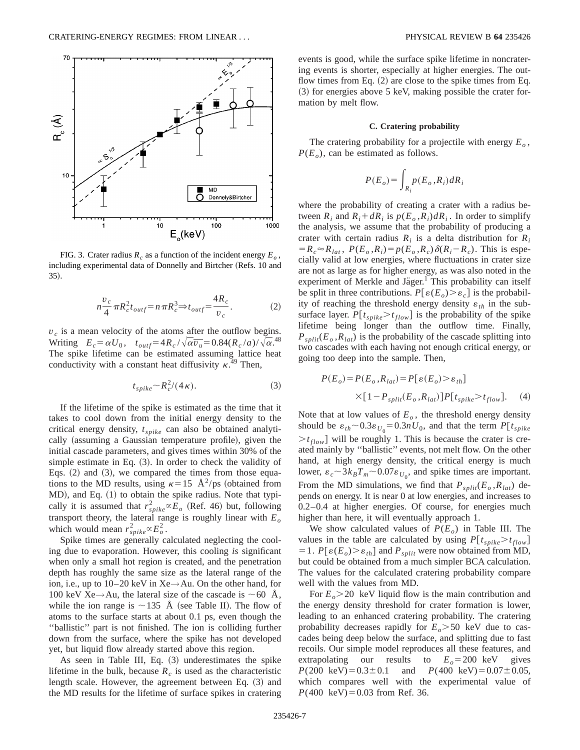FIG. 3. Crater radius $R_c$ as a function of the incident energy $E_o$, including experimental data of Donnelly and Birtcher (Refs. 10 and 35).

$$n\frac{v_c}{4}\pi R_c^2 t_{outf} = n\pi R_c^3 \Rightarrow t_{outf} = \frac{4R_c}{v_c}. \qquad (2)$$

$v_c$ is a mean velocity of the atoms after the outflow begins. Writing $E_c = \alpha U_0$, $t_{outf} = 4R_c/\sqrt{\alpha \overline{v_u}} = 0.84(R_c/a)/\sqrt{\alpha}$.[48] The spike lifetime can be estimated assuming lattice heat conductivity with a constant heat diffusivity $\kappa$.[49] Then,

$$t_{spike} \sim R_c^2/(4\kappa). \qquad (3)$$

If the lifetime of the spike is estimated as the time that it takes to cool down from the initial energy density to the critical energy density, $t_{spike}$ can also be obtained analytically (assuming a Gaussian temperature profile), given the initial cascade parameters, and gives times within 30% of the simple estimate in Eq. (3). In order to check the validity of Eqs. (2) and (3), we compared the times from those equations to the MD results, using $\kappa = 15$ Å$^2$/ps (obtained from MD), and Eq. (1) to obtain the spike radius. Note that typically it is assumed that $r_{spike}^2 \propto E_o$ (Ref. 46) but, following transport theory, the lateral range is roughly linear with $E_o$ which would mean $r_{spike}^2 \propto E_o^2$.

Spike times are generally calculated neglecting the cooling due to evaporation. However, this cooling *is* significant when only a small hot region is created, and the penetration depth has roughly the same size as the lateral range of the ion, i.e., up to 10–20 keV in Xe→Au. On the other hand, for 100 keV Xe→Au, the lateral size of the cascade is ~60 Å, while the ion range is ~135 Å (see Table II). The flow of atoms to the surface starts at about 0.1 ps, even though the "ballistic" part is not finished. The ion is colliding further down from the surface, where the spike has not developed yet, but liquid flow already started above this region.

As seen in Table III, Eq. (3) underestimates the spike lifetime in the bulk, because $R_c$ is used as the characteristic length scale. However, the agreement between Eq. (3) and the MD results for the lifetime of surface spikes in cratering events is good, while the surface spike lifetime in noncratering events is shorter, especially at higher energies. The outflow times from Eq. (2) are close to the spike times from Eq. (3) for energies above 5 keV, making possible the crater formation by melt flow.

### C. Cratering probability

The cratering probability for a projectile with energy $E_o$, $P(E_o)$, can be estimated as follows.

$$P(E_o) = \int_{R_i} p(E_o, R_i)\, dR_i$$

where the probability of creating a crater with a radius between $R_i$ and $R_i + dR_i$ is $p(E_o, R_i)dR_i$. In order to simplify the analysis, we assume that the probability of producing a crater with certain radius $R_i$ is a delta distribution for $R_i = R_c \approx R_{lat}$, $P(E_o, R_i) = p(E_o, R_c)\delta(R_i - R_c)$. This is especially valid at low energies, where fluctuations in crater size are not as large as for higher energy, as was also noted in the experiment of Merkle and Jäger.[1] This probability can itself be split in three contributions. $P[\varepsilon(E_o) > \varepsilon_c]$ is the probability of reaching the threshold energy density $\varepsilon_{th}$ in the subsurface layer. $P[t_{spike} > t_{flow}]$ is the probability of the spike lifetime being longer than the outflow time. Finally, $P_{split}(E_o, R_{lat})$ is the probability of the cascade splitting into two cascades with each having not enough critical energy, or going too deep into the sample. Then,

$$P(E_o) = P(E_o, R_{lat}) = P[\varepsilon(E_o) > \varepsilon_{th}] \times [1 - P_{split}(E_o, R_{lat})] P[t_{spike} > t_{flow}]. \qquad (4)$$

Note that at low values of $E_o$, the threshold energy density should be $\varepsilon_{th} \sim 0.3\varepsilon_{U_0} = 0.3nU_0$, and that the term $P[t_{spike} > t_{flow}]$ will be roughly 1. This is because the crater is created mainly by "ballistic" events, not melt flow. On the other hand, at high energy density, the critical energy is much lower, $\varepsilon_c \sim 3k_B T_m \sim 0.07\varepsilon_{U_0}$, and spike times are important. From the MD simulations, we find that $P_{split}(E_o, R_{lat})$ depends on energy. It is near 0 at low energies, and increases to 0.2–0.4 at higher energies. Of course, for energies much higher than here, it will eventually approach 1.

We show calculated values of $P(E_o)$ in Table III. The values in the table are calculated by using $P[t_{spike} > t_{flow}] = 1$. $P[\varepsilon(E_o) > \varepsilon_{th}]$ and $P_{split}$ were now obtained from MD, but could be obtained from a much simpler BCA calculation. The values for the calculated cratering probability compare well with the values from MD.

For $E_o > 20$ keV liquid flow is the main contribution and the energy density threshold for crater formation is lower, leading to an enhanced cratering probability. The cratering probability decreases rapidly for $E_o > 50$ keV due to cascades being deep below the surface, and splitting due to fast recoils. Our simple model reproduces all these features, and extrapolating our results to $E_o = 200$ keV gives $P(200\text{ keV}) = 0.3 \pm 0.1$ and $P(400\text{ keV}) = 0.07 \pm 0.05$, which compares well with the experimental value of $P(400\text{ keV}) = 0.03$ from Ref. 36.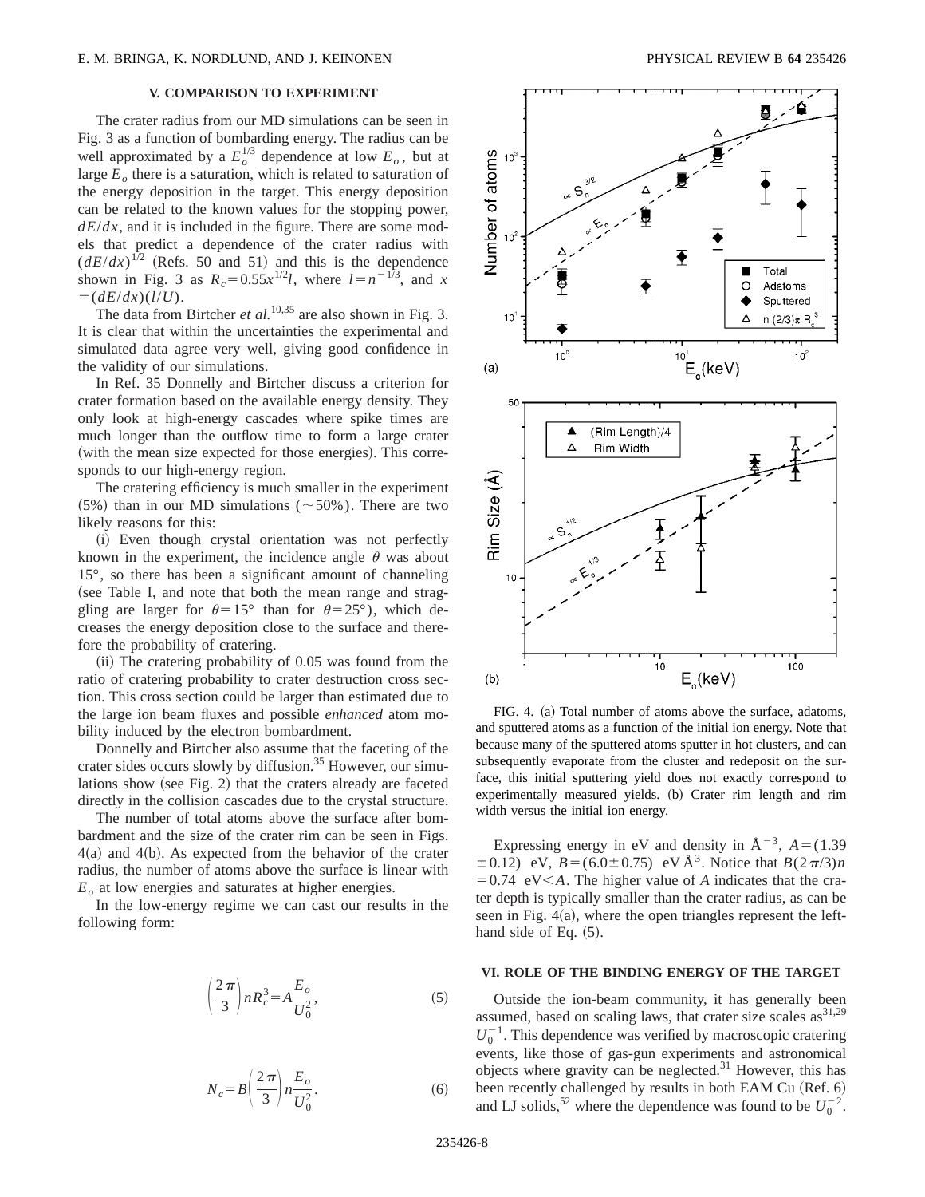## V. COMPARISON TO EXPERIMENT

The crater radius from our MD simulations can be seen in Fig. 3 as a function of bombarding energy. The radius can be well approximated by a $E_o^{1/3}$ dependence at low $E_o$, but at large $E_o$ there is a saturation, which is related to saturation of the energy deposition in the target. This energy deposition can be related to the known values for the stopping power, $dE/dx$, and it is included in the figure. There are some models that predict a dependence of the crater radius with $(dE/dx)^{1/2}$ (Refs. 50 and 51) and this is the dependence shown in Fig. 3 as $R_c = 0.55x^{1/2}l$, where $l = n^{-1/3}$, and $x = (dE/dx)(l/U)$.

The data from Birtcher *et al.*[10,35] are also shown in Fig. 3. It is clear that within the uncertainties the experimental and simulated data agree very well, giving good confidence in the validity of our simulations.

In Ref. 35 Donnelly and Birtcher discuss a criterion for crater formation based on the available energy density. They only look at high-energy cascades where spike times are much longer than the outflow time to form a large crater (with the mean size expected for those energies). This corresponds to our high-energy region.

The cratering efficiency is much smaller in the experiment (5%) than in our MD simulations (~50%). There are two likely reasons for this:

(i) Even though crystal orientation was not perfectly known in the experiment, the incidence angle $\theta$ was about 15°, so there has been a significant amount of channeling (see Table I, and note that both the mean range and straggling are larger for $\theta = 15°$ than for $\theta = 25°$), which decreases the energy deposition close to the surface and therefore the probability of cratering.

(ii) The cratering probability of 0.05 was found from the ratio of cratering probability to crater destruction cross section. This cross section could be larger than estimated due to the large ion beam fluxes and possible *enhanced* atom mobility induced by the electron bombardment.

Donnelly and Birtcher also assume that the faceting of the crater sides occurs slowly by diffusion.[35] However, our simulations show (see Fig. 2) that the craters already are faceted directly in the collision cascades due to the crystal structure.

The number of total atoms above the surface after bombardment and the size of the crater rim can be seen in Figs. 4(a) and 4(b). As expected from the behavior of the crater radius, the number of atoms above the surface is linear with $E_o$ at low energies and saturates at higher energies.

In the low-energy regime we can cast our results in the following form:

$$\left(\frac{2\pi}{3}\right) n R_c^3 = A \frac{E_o}{U_0^2}, \tag{5}$$

$$N_c = B \left(\frac{2\pi}{3}\right) n \frac{E_o}{U_0^2}. \tag{6}$$

FIG. 4. (a) Total number of atoms above the surface, adatoms, and sputtered atoms as a function of the initial ion energy. Note that because many of the sputtered atoms sputter in hot clusters, and can subsequently evaporate from the cluster and redeposit on the surface, this initial sputtering yield does not exactly correspond to experimentally measured yields. (b) Crater rim length and rim width versus the initial ion energy.

Expressing energy in eV and density in Å$^{-3}$, $A = (1.39 \pm 0.12)$ eV, $B = (6.0 \pm 0.75)$ eV Å$^3$. Notice that $B(2\pi/3)n = 0.74$ eV$< A$. The higher value of $A$ indicates that the crater depth is typically smaller than the crater radius, as can be seen in Fig. 4(a), where the open triangles represent the left-hand side of Eq. (5).

## VI. ROLE OF THE BINDING ENERGY OF THE TARGET

Outside the ion-beam community, it has generally been assumed, based on scaling laws, that crater size scales as[31,29] $U_0^{-1}$. This dependence was verified by macroscopic cratering events, like those of gas-gun experiments and astronomical objects where gravity can be neglected.[31] However, this has been recently challenged by results in both EAM Cu (Ref. 6) and LJ solids,[52] where the dependence was found to be $U_0^{-2}$.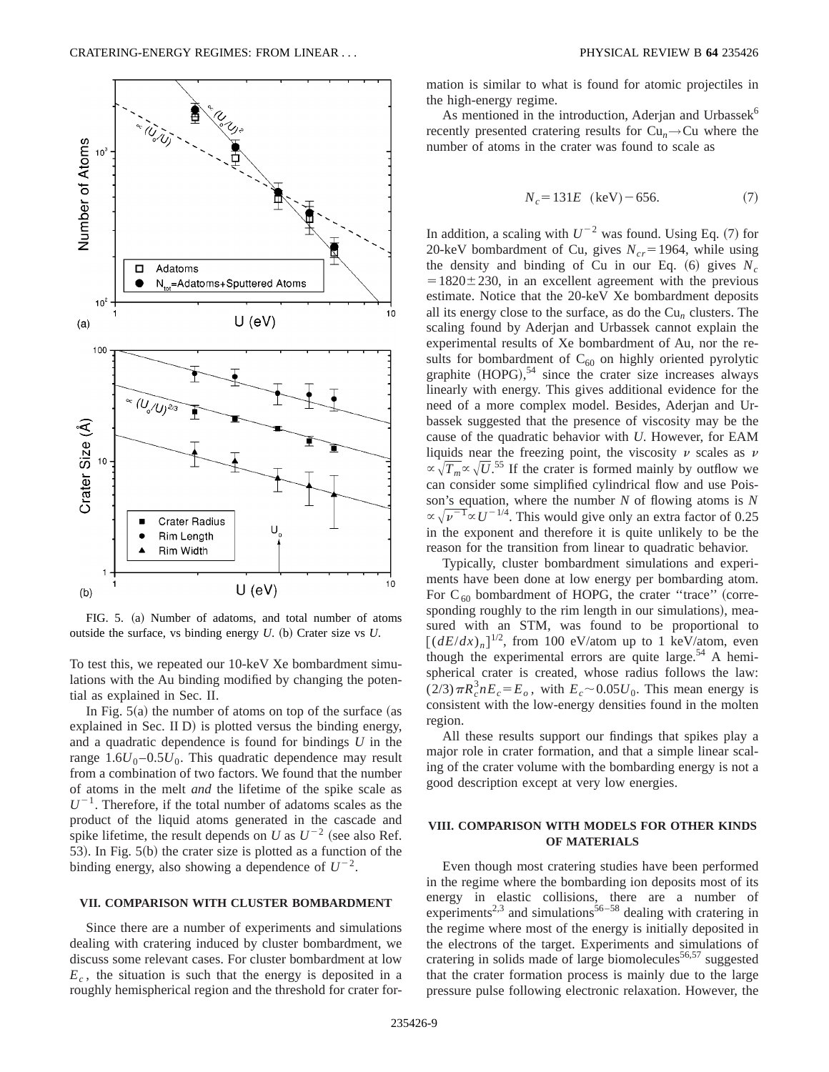FIG. 5. (a) Number of adatoms, and total number of atoms outside the surface, vs binding energy $U$. (b) Crater size vs $U$.

To test this, we repeated our 10-keV Xe bombardment simulations with the Au binding modified by changing the potential as explained in Sec. II.

In Fig. 5(a) the number of atoms on top of the surface (as explained in Sec. II D) is plotted versus the binding energy, and a quadratic dependence is found for bindings $U$ in the range $1.6U_0$–$0.5U_0$. This quadratic dependence may result from a combination of two factors. We found that the number of atoms in the melt *and* the lifetime of the spike scale as $U^{-1}$. Therefore, if the total number of adatoms scales as the product of the liquid atoms generated in the cascade and spike lifetime, the result depends on $U$ as $U^{-2}$ (see also Ref. 53). In Fig. 5(b) the crater size is plotted as a function of the binding energy, also showing a dependence of $U^{-2}$.

## VII. COMPARISON WITH CLUSTER BOMBARDMENT

Since there are a number of experiments and simulations dealing with cratering induced by cluster bombardment, we discuss some relevant cases. For cluster bombardment at low $E_c$, the situation is such that the energy is deposited in a roughly hemispherical region and the threshold for crater formation is similar to what is found for atomic projectiles in the high-energy regime.

As mentioned in the introduction, Aderjan and Urbassek[6] recently presented cratering results for $Cu_n \rightarrow Cu$ where the number of atoms in the crater was found to scale as

$$N_c = 131E \ \ (\mathrm{keV}) - 656. \tag{7}$$

In addition, a scaling with $U^{-2}$ was found. Using Eq. (7) for 20-keV bombardment of Cu, gives $N_{cr} = 1964$, while using the density and binding of Cu in our Eq. (6) gives $N_c = 1820 \pm 230$, in an excellent agreement with the previous estimate. Notice that the 20-keV Xe bombardment deposits all its energy close to the surface, as do the $Cu_n$ clusters. The scaling found by Aderjan and Urbassek cannot explain the experimental results of Xe bombardment of Au, nor the results for bombardment of $C_{60}$ on highly oriented pyrolytic graphite (HOPG),[54] since the crater size increases always linearly with energy. This gives additional evidence for the need of a more complex model. Besides, Aderjan and Urbassek suggested that the presence of viscosity may be the cause of the quadratic behavior with $U$. However, for EAM liquids near the freezing point, the viscosity $\nu$ scales as $\nu \propto \sqrt{T_m} \propto \sqrt{U}$.[55] If the crater is formed mainly by outflow we can consider some simplified cylindrical flow and use Poisson's equation, where the number $N$ of flowing atoms is $N \propto \sqrt{\nu^{-1}} \propto U^{-1/4}$. This would give only an extra factor of 0.25 in the exponent and therefore it is quite unlikely to be the reason for the transition from linear to quadratic behavior.

Typically, cluster bombardment simulations and experiments have been done at low energy per bombarding atom. For $C_{60}$ bombardment of HOPG, the crater "trace" (corresponding roughly to the rim length in our simulations), measured with an STM, was found to be proportional to $[(dE/dx)_n]^{1/2}$, from 100 eV/atom up to 1 keV/atom, even though the experimental errors are quite large.[54] A hemispherical crater is created, whose radius follows the law: $(2/3)\pi R_c^3 n E_c = E_o$, with $E_c \sim 0.05 U_0$. This mean energy is consistent with the low-energy densities found in the molten region.

All these results support our findings that spikes play a major role in crater formation, and that a simple linear scaling of the crater volume with the bombarding energy is not a good description except at very low energies.

## VIII. COMPARISON WITH MODELS FOR OTHER KINDS OF MATERIALS

Even though most cratering studies have been performed in the regime where the bombarding ion deposits most of its energy in elastic collisions, there are a number of experiments[2,3] and simulations[56–58] dealing with cratering in the regime where most of the energy is initially deposited in the electrons of the target. Experiments and simulations of cratering in solids made of large biomolecules[56,57] suggested that the crater formation process is mainly due to the large pressure pulse following electronic relaxation. However, the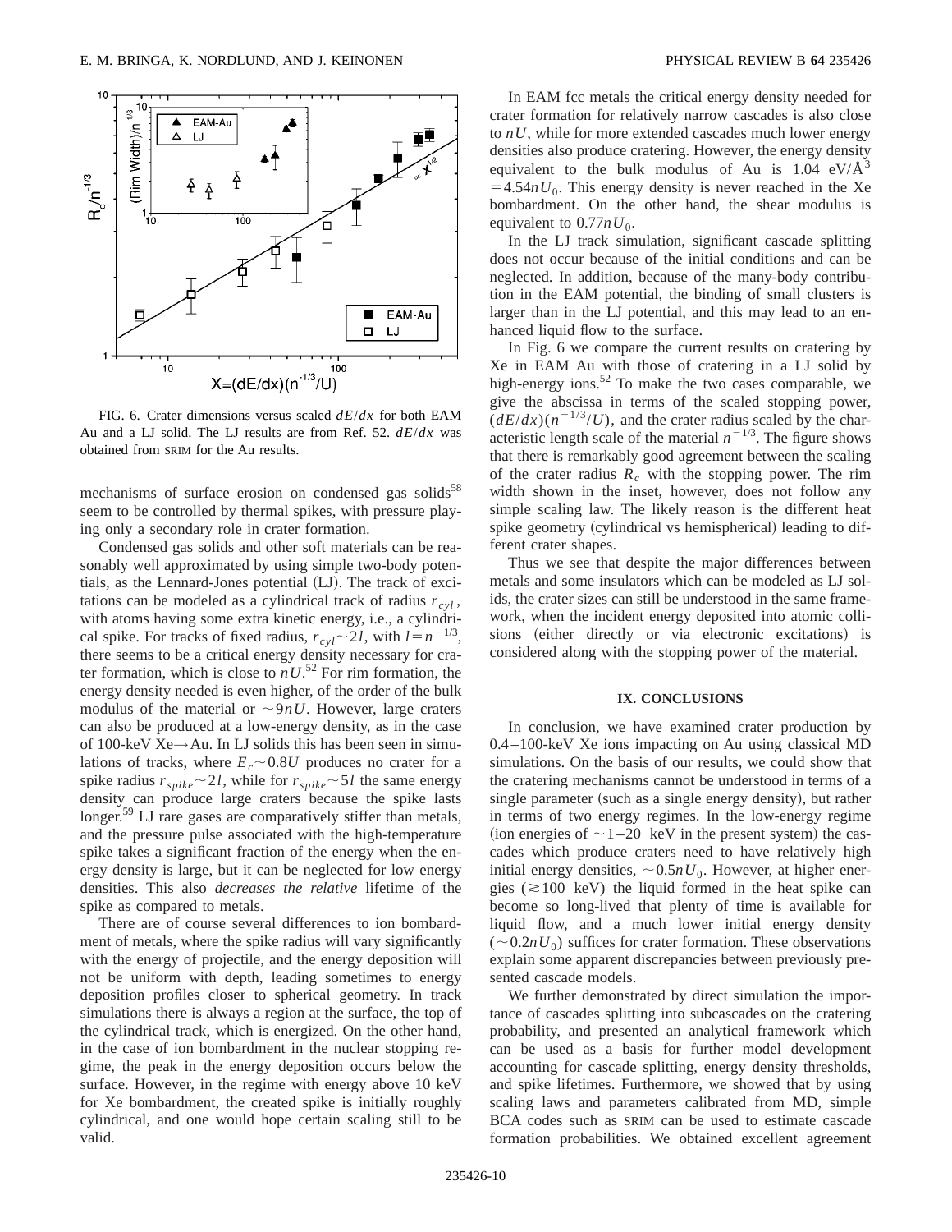FIG. 6. Crater dimensions versus scaled $dE/dx$ for both EAM Au and a LJ solid. The LJ results are from Ref. 52. $dE/dx$ was obtained from SRIM for the Au results.

mechanisms of surface erosion on condensed gas solids[58] seem to be controlled by thermal spikes, with pressure playing only a secondary role in crater formation.

Condensed gas solids and other soft materials can be reasonably well approximated by using simple two-body potentials, as the Lennard-Jones potential (LJ). The track of excitations can be modeled as a cylindrical track of radius $r_{cyl}$, with atoms having some extra kinetic energy, i.e., a cylindrical spike. For tracks of fixed radius, $r_{cyl} \sim 2l$, with $l = n^{-1/3}$, there seems to be a critical energy density necessary for crater formation, which is close to $nU$.[52] For rim formation, the energy density needed is even higher, of the order of the bulk modulus of the material or $\sim 9nU$. However, large craters can also be produced at a low-energy density, as in the case of 100-keV Xe→Au. In LJ solids this has been seen in simulations of tracks, where $E_c \sim 0.8U$ produces no crater for a spike radius $r_{spike} \sim 2l$, while for $r_{spike} \sim 5l$ the same energy density can produce large craters because the spike lasts longer.[59] LJ rare gases are comparatively stiffer than metals, and the pressure pulse associated with the high-temperature spike takes a significant fraction of the energy when the energy density is large, but it can be neglected for low energy densities. This also *decreases the relative* lifetime of the spike as compared to metals.

There are of course several differences to ion bombardment of metals, where the spike radius will vary significantly with the energy of projectile, and the energy deposition will not be uniform with depth, leading sometimes to energy deposition profiles closer to spherical geometry. In track simulations there is always a region at the surface, the top of the cylindrical track, which is energized. On the other hand, in the case of ion bombardment in the nuclear stopping regime, the peak in the energy deposition occurs below the surface. However, in the regime with energy above 10 keV for Xe bombardment, the created spike is initially roughly cylindrical, and one would hope certain scaling still to be valid.

In EAM fcc metals the critical energy density needed for crater formation for relatively narrow cascades is also close to $nU$, while for more extended cascades much lower energy densities also produce cratering. However, the energy density equivalent to the bulk modulus of Au is 1.04 eV/Å$^3$ $= 4.54nU_0$. This energy density is never reached in the Xe bombardment. On the other hand, the shear modulus is equivalent to $0.77nU_0$.

In the LJ track simulation, significant cascade splitting does not occur because of the initial conditions and can be neglected. In addition, because of the many-body contribution in the EAM potential, the binding of small clusters is larger than in the LJ potential, and this may lead to an enhanced liquid flow to the surface.

In Fig. 6 we compare the current results on cratering by Xe in EAM Au with those of cratering in a LJ solid by high-energy ions.[52] To make the two cases comparable, we give the abscissa in terms of the scaled stopping power, $(dE/dx)(n^{-1/3}/U)$, and the crater radius scaled by the characteristic length scale of the material $n^{-1/3}$. The figure shows that there is remarkably good agreement between the scaling of the crater radius $R_c$ with the stopping power. The rim width shown in the inset, however, does not follow any simple scaling law. The likely reason is the different heat spike geometry (cylindrical vs hemispherical) leading to different crater shapes.

Thus we see that despite the major differences between metals and some insulators which can be modeled as LJ solids, the crater sizes can still be understood in the same framework, when the incident energy deposited into atomic collisions (either directly or via electronic excitations) is considered along with the stopping power of the material.

## IX. CONCLUSIONS

In conclusion, we have examined crater production by 0.4–100-keV Xe ions impacting on Au using classical MD simulations. On the basis of our results, we could show that the cratering mechanisms cannot be understood in terms of a single parameter (such as a single energy density), but rather in terms of two energy regimes. In the low-energy regime (ion energies of $\sim 1$–20 keV in the present system) the cascades which produce craters need to have relatively high initial energy densities, $\sim 0.5nU_0$. However, at higher energies ($\gtrsim 100$ keV) the liquid formed in the heat spike can become so long-lived that plenty of time is available for liquid flow, and a much lower initial energy density ($\sim 0.2nU_0$) suffices for crater formation. These observations explain some apparent discrepancies between previously presented cascade models.

We further demonstrated by direct simulation the importance of cascades splitting into subcascades on the cratering probability, and presented an analytical framework which can be used as a basis for further model development accounting for cascade splitting, energy density thresholds, and spike lifetimes. Furthermore, we showed that by using scaling laws and parameters calibrated from MD, simple BCA codes such as SRIM can be used to estimate cascade formation probabilities. We obtained excellent agreement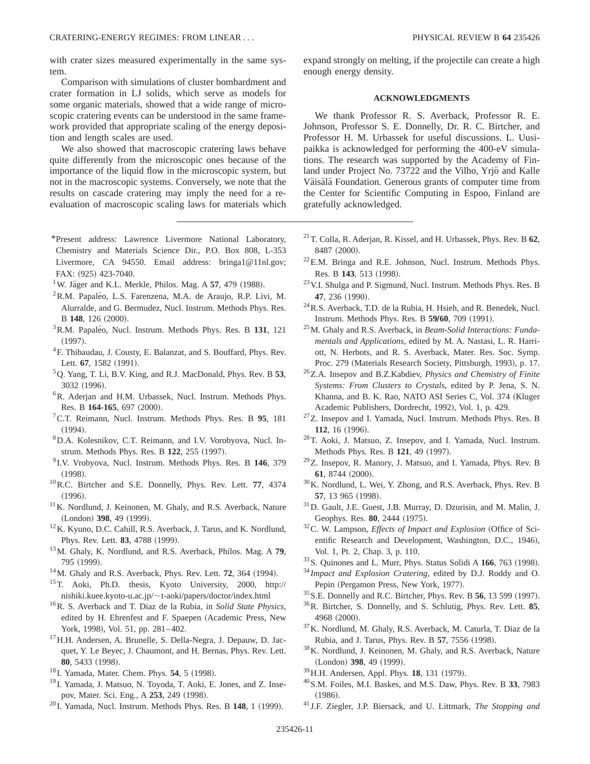with crater sizes measured experimentally in the same system.

Comparison with simulations of cluster bombardment and crater formation in LJ solids, which serve as models for some organic materials, showed that a wide range of microscopic cratering events can be understood in the same framework provided that appropriate scaling of the energy deposition and length scales are used.

We also showed that macroscopic cratering laws behave quite differently from the microscopic ones because of the importance of the liquid flow in the microscopic system, but not in the macroscopic systems. Conversely, we note that the results on cascade cratering may imply the need for a reevaluation of macroscopic scaling laws for materials which expand strongly on melting, if the projectile can create a high enough energy density.

## ACKNOWLEDGMENTS

We thank Professor R. S. Averback, Professor R. E. Johnson, Professor S. E. Donnelly, Dr. R. C. Birtcher, and Professor H. M. Urbassek for useful discussions. L. Uusipaikka is acknowledged for performing the 400-eV simulations. The research was supported by the Academy of Finland under Project No. 73722 and the Vilho, Yrjö and Kalle Väisälä Foundation. Generous grants of computer time from the Center for Scientific Computing in Espoo, Finland are gratefully acknowledged.

---

*Present address: Lawrence Livermore National Laboratory, Chemistry and Materials Science Dir., P.O. Box 808, L-353 Livermore, CA 94550. Email address: bringa1@11nl.gov; FAX: (925) 423-7040.

[1] W. Jäger and K.L. Merkle, Philos. Mag. A **57**, 479 (1988).

[2] R.M. Papaléo, L.S. Farenzena, M.A. de Araujo, R.P. Livi, M. Alurralde, and G. Bermudez, Nucl. Instrum. Methods Phys. Res. B **148**, 126 (2000).

[3] R.M. Papaléo, Nucl. Instrum. Methods Phys. Res. B **131**, 121 (1997).

[4] F. Thibaudau, J. Cousty, E. Balanzat, and S. Bouffard, Phys. Rev. Lett. **67**, 1582 (1991).

[5] Q. Yang, T. Li, B.V. King, and R.J. MacDonald, Phys. Rev. B **53**, 3032 (1996).

[6] R. Aderjan and H.M. Urbassek, Nucl. Instrum. Methods Phys. Res. B **164-165**, 697 (2000).

[7] C.T. Reimann, Nucl. Instrum. Methods Phys. Res. B **95**, 181 (1994).

[8] D.A. Kolesnikov, C.T. Reimann, and I.V. Vorobyova, Nucl. Instrum. Methods Phys. Res. B **122**, 255 (1997).

[9] I.V. Vrobyova, Nucl. Instrum. Methods Phys. Res. B **146**, 379 (1998).

[10] R.C. Birtcher and S.E. Donnelly, Phys. Rev. Lett. **77**, 4374 (1996).

[11] K. Nordlund, J. Keinonen, M. Ghaly, and R.S. Averback, Nature (London) **398**, 49 (1999).

[12] K. Kyuno, D.C. Cahill, R.S. Averback, J. Tarus, and K. Nordlund, Phys. Rev. Lett. **83**, 4788 (1999).

[13] M. Ghaly, K. Nordlund, and R.S. Averback, Philos. Mag. A **79**, 795 (1999).

[14] M. Ghaly and R.S. Averback, Phys. Rev. Lett. **72**, 364 (1994).

[15] T. Aoki, Ph.D. thesis, Kyoto University, 2000, http://nishiki.kuee.kyoto-u.ac.jp/~t-aoki/papers/doctor/index.html

[16] R. S. Averback and T. Diaz de la Rubia, in *Solid State Physics*, edited by H. Ehrenfest and F. Spaepen (Academic Press, New York, 1998), Vol. 51, pp. 281–402.

[17] H.H. Andersen, A. Brunelle, S. Della-Negra, J. Depauw, D. Jacquet, Y. Le Beyec, J. Chaumont, and H. Bernas, Phys. Rev. Lett. **80**, 5433 (1998).

[18] I. Yamada, Mater. Chem. Phys. **54**, 5 (1998).

[19] I. Yamada, J. Matsuo, N. Toyoda, T. Aoki, E. Jones, and Z. Insepov, Mater. Sci. Eng., A **253**, 249 (1998).

[20] I. Yamada, Nucl. Instrum. Methods Phys. Res. B **148**, 1 (1999).

[21] T. Colla, R. Aderjan, R. Kissel, and H. Urbassek, Phys. Rev. B **62**, 8487 (2000).

[22] E.M. Bringa and R.E. Johnson, Nucl. Instrum. Methods Phys. Res. B **143**, 513 (1998).

[23] V.I. Shulga and P. Sigmund, Nucl. Instrum. Methods Phys. Res. B **47**, 236 (1990).

[24] R.S. Averback, T.D. de la Rubia, H. Hsieh, and R. Benedek, Nucl. Instrum. Methods Phys. Res. B **59/60**, 709 (1991).

[25] M. Ghaly and R.S. Averback, in *Beam-Solid Interactions: Fundamentals and Applications*, edited by M. A. Nastasi, L. R. Harriott, N. Herbots, and R. S. Averback, Mater. Res. Soc. Symp. Proc. 279 (Materials Research Society, Pittsburgh, 1993), p. 17.

[26] Z.A. Insepov and B.Z.Kabdiev, *Physics and Chemistry of Finite Systems: From Clusters to Crystals*, edited by P. Jena, S. N. Khanna, and B. K. Rao, NATO ASI Series C, Vol. 374 (Kluger Academic Publishers, Dordrecht, 1992), Vol. 1, p. 429.

[27] Z. Insepov and I. Yamada, Nucl. Instrum. Methods Phys. Res. B **112**, 16 (1996).

[28] T. Aoki, J. Matsuo, Z. Insepov, and I. Yamada, Nucl. Instrum. Methods Phys. Res. B **121**, 49 (1997).

[29] Z. Insepov, R. Manory, J. Matsuo, and I. Yamada, Phys. Rev. B **61**, 8744 (2000).

[30] K. Nordlund, L. Wei, Y. Zhong, and R.S. Averback, Phys. Rev. B **57**, 13 965 (1998).

[31] D. Gault, J.E. Guest, J.B. Murray, D. Dzurisin, and M. Malin, J. Geophys. Res. **80**, 2444 (1975).

[32] C. W. Lampson, *Effects of Impact and Explosion* (Office of Scientific Research and Development, Washington, D.C., 1946), Vol. 1, Pt. 2, Chap. 3, p. 110.

[33] S. Quinones and L. Murr, Phys. Status Solidi A **166**, 763 (1998).

[34] *Impact and Explosion Cratering*, edited by D.J. Roddy and O. Pepin (Pergamon Press, New York, 1977).

[35] S.E. Donnelly and R.C. Birtcher, Phys. Rev. B **56**, 13 599 (1997).

[36] R. Birtcher, S. Donnelly, and S. Schlutig, Phys. Rev. Lett. **85**, 4968 (2000).

[37] K. Nordlund, M. Ghaly, R.S. Averback, M. Caturla, T. Diaz de la Rubia, and J. Tarus, Phys. Rev. B **57**, 7556 (1998).

[38] K. Nordlund, J. Keinonen, M. Ghaly, and R.S. Averback, Nature (London) **398**, 49 (1999).

[39] H.H. Andersen, Appl. Phys. **18**, 131 (1979).

[40] S.M. Foiles, M.I. Baskes, and M.S. Daw, Phys. Rev. B **33**, 7983 (1986).

[41] J.F. Ziegler, J.P. Biersack, and U. Littmark, *The Stopping and*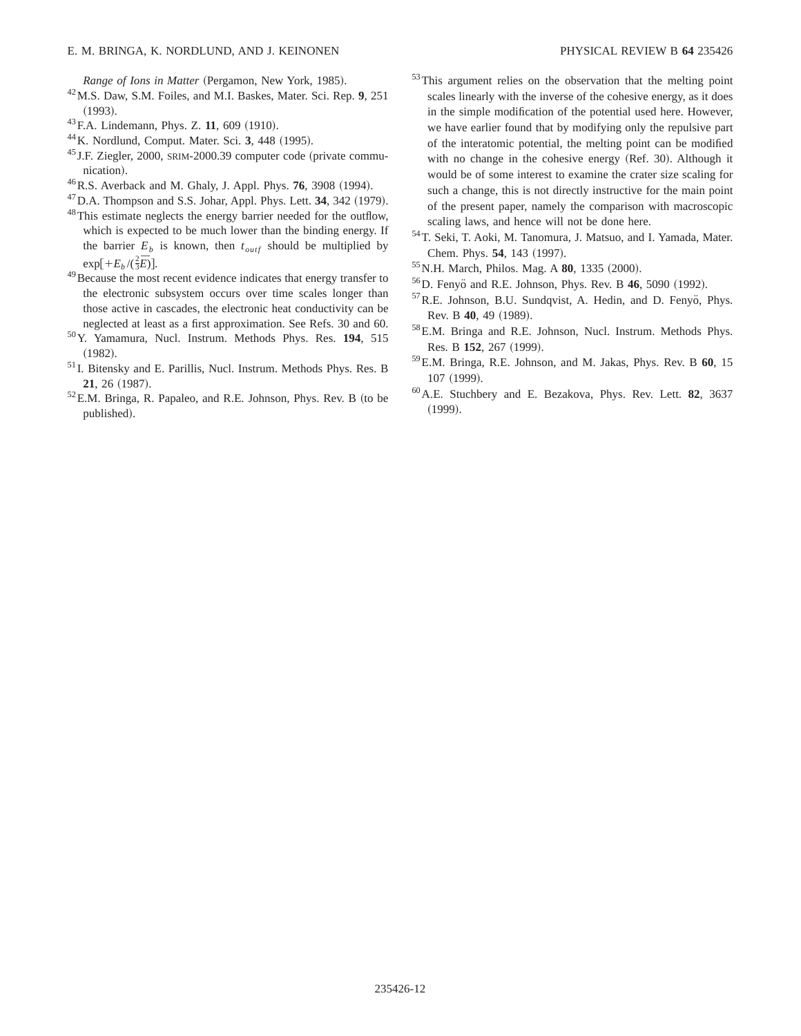Range of Ions in Matter (Pergamon, New York, 1985).

[42] M.S. Daw, S.M. Foiles, and M.I. Baskes, Mater. Sci. Rep. **9**, 251 (1993).

[43] F.A. Lindemann, Phys. Z. **11**, 609 (1910).

[44] K. Nordlund, Comput. Mater. Sci. **3**, 448 (1995).

[45] J.F. Ziegler, 2000, SRIM-2000.39 computer code (private communication).

[46] R.S. Averback and M. Ghaly, J. Appl. Phys. **76**, 3908 (1994).

[47] D.A. Thompson and S.S. Johar, Appl. Phys. Lett. **34**, 342 (1979).

[48] This estimate neglects the energy barrier needed for the outflow, which is expected to be much lower than the binding energy. If the barrier $E_b$ is known, then $t_{outf}$ should be multiplied by $\exp[+E_b/(\frac{2}{3}\overline{E})]$.

[49] Because the most recent evidence indicates that energy transfer to the electronic subsystem occurs over time scales longer than those active in cascades, the electronic heat conductivity can be neglected at least as a first approximation. See Refs. 30 and 60.

[50] Y. Yamamura, Nucl. Instrum. Methods Phys. Res. **194**, 515 (1982).

[51] I. Bitensky and E. Parillis, Nucl. Instrum. Methods Phys. Res. B **21**, 26 (1987).

[52] E.M. Bringa, R. Papaleo, and R.E. Johnson, Phys. Rev. B (to be published).

[53] This argument relies on the observation that the melting point scales linearly with the inverse of the cohesive energy, as it does in the simple modification of the potential used here. However, we have earlier found that by modifying only the repulsive part of the interatomic potential, the melting point can be modified with no change in the cohesive energy (Ref. 30). Although it would be of some interest to examine the crater size scaling for such a change, this is not directly instructive for the main point of the present paper, namely the comparison with macroscopic scaling laws, and hence will not be done here.

[54] T. Seki, T. Aoki, M. Tanomura, J. Matsuo, and I. Yamada, Mater. Chem. Phys. **54**, 143 (1997).

[55] N.H. March, Philos. Mag. A **80**, 1335 (2000).

[56] D. Fenyö and R.E. Johnson, Phys. Rev. B **46**, 5090 (1992).

[57] R.E. Johnson, B.U. Sundqvist, A. Hedin, and D. Fenyö, Phys. Rev. B **40**, 49 (1989).

[58] E.M. Bringa and R.E. Johnson, Nucl. Instrum. Methods Phys. Res. B **152**, 267 (1999).

[59] E.M. Bringa, R.E. Johnson, and M. Jakas, Phys. Rev. B **60**, 15 107 (1999).

[60] A.E. Stuchbery and E. Bezakova, Phys. Rev. Lett. **82**, 3637 (1999).